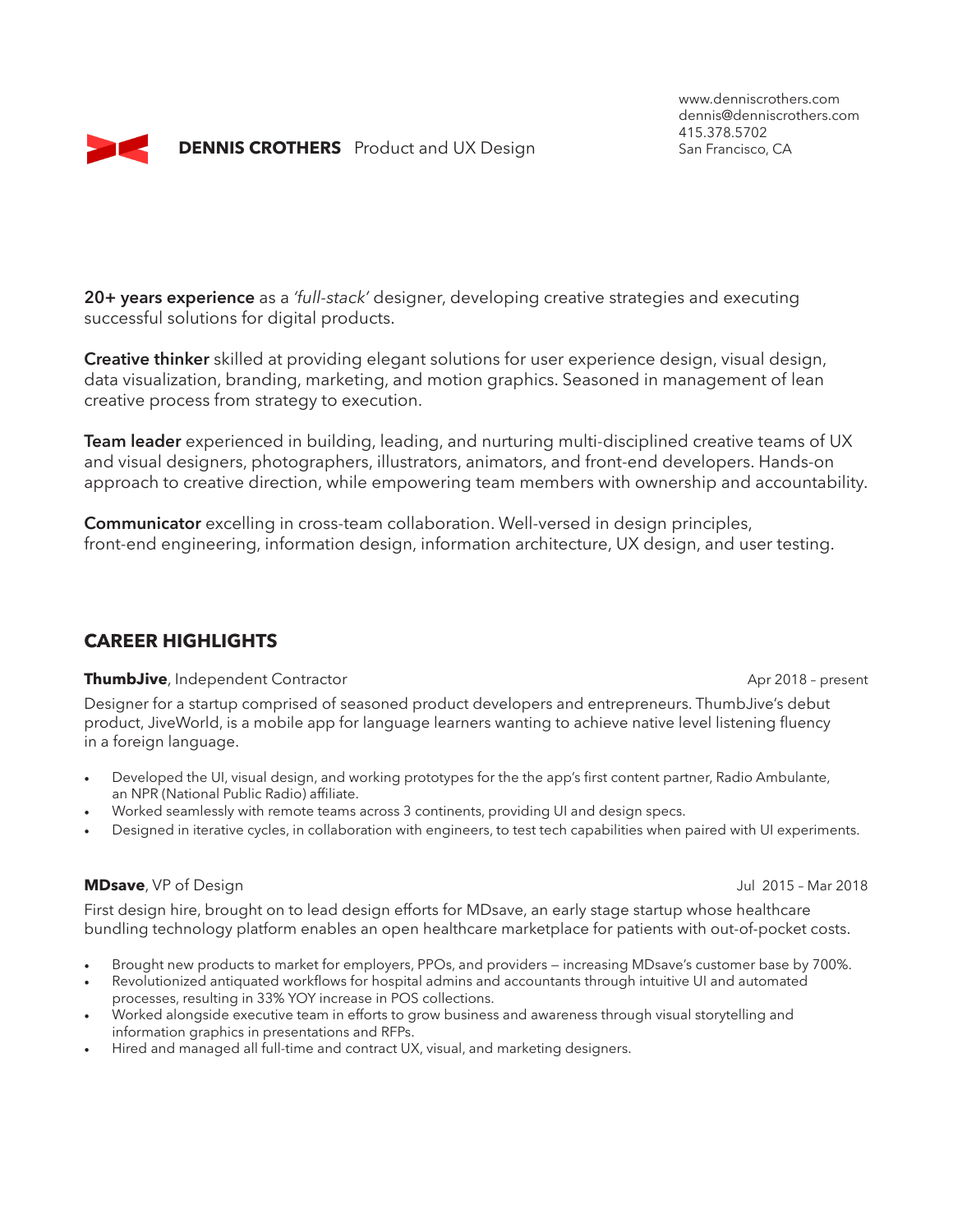# DENNIS CROTHERS Product and UX Design

www.denniscrothers.com
dennis@denniscrothers.com
415.378.5702
San Francisco, CA

**20+ years experience** as a *'full-stack'* designer, developing creative strategies and executing successful solutions for digital products.

**Creative thinker** skilled at providing elegant solutions for user experience design, visual design, data visualization, branding, marketing, and motion graphics. Seasoned in management of lean creative process from strategy to execution.

**Team leader** experienced in building, leading, and nurturing multi-disciplined creative teams of UX and visual designers, photographers, illustrators, animators, and front-end developers. Hands-on approach to creative direction, while empowering team members with ownership and accountability.

**Communicator** excelling in cross-team collaboration. Well-versed in design principles, front-end engineering, information design, information architecture, UX design, and user testing.

## CAREER HIGHLIGHTS

**ThumbJive**, Independent Contractor — Apr 2018 – present

Designer for a startup comprised of seasoned product developers and entrepreneurs. ThumbJive's debut product, JiveWorld, is a mobile app for language learners wanting to achieve native level listening fluency in a foreign language.

- Developed the UI, visual design, and working prototypes for the the app's first content partner, Radio Ambulante, an NPR (National Public Radio) affiliate.
- Worked seamlessly with remote teams across 3 continents, providing UI and design specs.
- Designed in iterative cycles, in collaboration with engineers, to test tech capabilities when paired with UI experiments.

**MDsave**, VP of Design — Jul 2015 – Mar 2018

First design hire, brought on to lead design efforts for MDsave, an early stage startup whose healthcare bundling technology platform enables an open healthcare marketplace for patients with out-of-pocket costs.

- Brought new products to market for employers, PPOs, and providers — increasing MDsave's customer base by 700%.
- Revolutionized antiquated workflows for hospital admins and accountants through intuitive UI and automated processes, resulting in 33% YOY increase in POS collections.
- Worked alongside executive team in efforts to grow business and awareness through visual storytelling and information graphics in presentations and RFPs.
- Hired and managed all full-time and contract UX, visual, and marketing designers.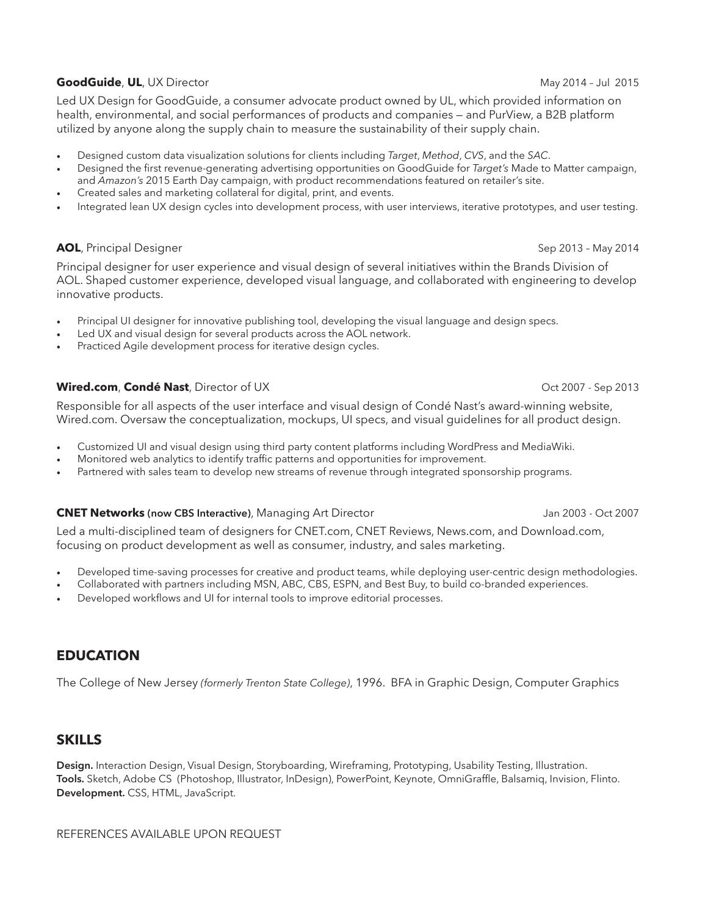**GoodGuide**, **UL**, UX Director May 2014 – Jul 2015

Led UX Design for GoodGuide, a consumer advocate product owned by UL, which provided information on health, environmental, and social performances of products and companies — and PurView, a B2B platform utilized by anyone along the supply chain to measure the sustainability of their supply chain.

- Designed custom data visualization solutions for clients including *Target*, *Method*, *CVS*, and the *SAC*.
- Designed the first revenue-generating advertising opportunities on GoodGuide for *Target's* Made to Matter campaign, and *Amazon's* 2015 Earth Day campaign, with product recommendations featured on retailer's site.
- Created sales and marketing collateral for digital, print, and events.
- Integrated lean UX design cycles into development process, with user interviews, iterative prototypes, and user testing.

**AOL**, Principal Designer Sep 2013 – May 2014

Principal designer for user experience and visual design of several initiatives within the Brands Division of AOL. Shaped customer experience, developed visual language, and collaborated with engineering to develop innovative products.

- Principal UI designer for innovative publishing tool, developing the visual language and design specs.
- Led UX and visual design for several products across the AOL network.
- Practiced Agile development process for iterative design cycles.

**Wired.com**, **Condé Nast**, Director of UX Oct 2007 - Sep 2013

Responsible for all aspects of the user interface and visual design of Condé Nast's award-winning website, Wired.com. Oversaw the conceptualization, mockups, UI specs, and visual guidelines for all product design.

- Customized UI and visual design using third party content platforms including WordPress and MediaWiki.
- Monitored web analytics to identify traffic patterns and opportunities for improvement.
- Partnered with sales team to develop new streams of revenue through integrated sponsorship programs.

**CNET Networks (now CBS Interactive)**, Managing Art Director Jan 2003 - Oct 2007

Led a multi-disciplined team of designers for CNET.com, CNET Reviews, News.com, and Download.com, focusing on product development as well as consumer, industry, and sales marketing.

- Developed time-saving processes for creative and product teams, while deploying user-centric design methodologies.
- Collaborated with partners including MSN, ABC, CBS, ESPN, and Best Buy, to build co-branded experiences.
- Developed workflows and UI for internal tools to improve editorial processes.

## EDUCATION

The College of New Jersey *(formerly Trenton State College)*, 1996. BFA in Graphic Design, Computer Graphics

## SKILLS

**Design.** Interaction Design, Visual Design, Storyboarding, Wireframing, Prototyping, Usability Testing, Illustration.
**Tools.** Sketch, Adobe CS (Photoshop, Illustrator, InDesign), PowerPoint, Keynote, OmniGraffle, Balsamiq, Invision, Flinto.
**Development.** CSS, HTML, JavaScript.

REFERENCES AVAILABLE UPON REQUEST